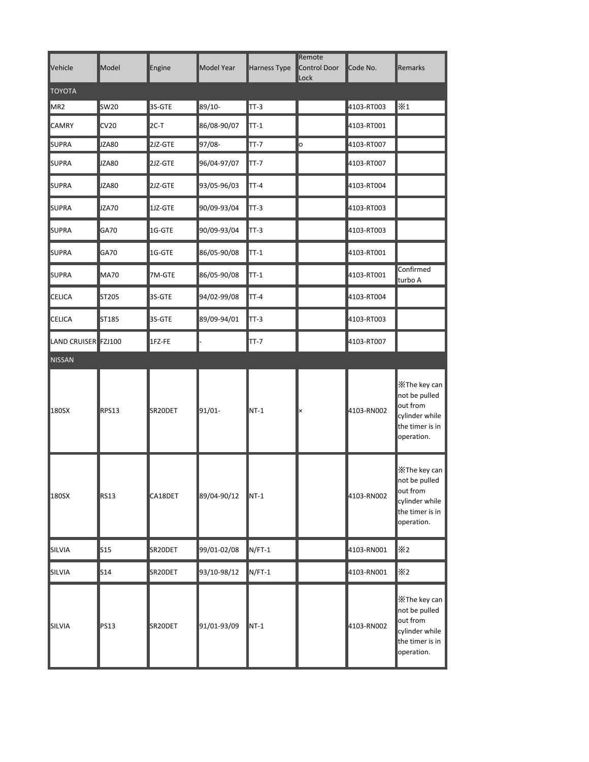| Vehicle | Model | Engine | Model Year | Harness Type | Remote Control Door Lock | Code No. | Remarks |
|---|---|---|---|---|---|---|---|
| TOYOTA | | | | | | | |
| MR2 | SW20 | 3S-GTE | 89/10- | TT-3 | | 4103-RT003 | ※1 |
| CAMRY | CV20 | 2C-T | 86/08-90/07 | TT-1 | | 4103-RT001 | |
| SUPRA | JZA80 | 2JZ-GTE | 97/08- | TT-7 | ○ | 4103-RT007 | |
| SUPRA | JZA80 | 2JZ-GTE | 96/04-97/07 | TT-7 | | 4103-RT007 | |
| SUPRA | JZA80 | 2JZ-GTE | 93/05-96/03 | TT-4 | | 4103-RT004 | |
| SUPRA | JZA70 | 1JZ-GTE | 90/09-93/04 | TT-3 | | 4103-RT003 | |
| SUPRA | GA70 | 1G-GTE | 90/09-93/04 | TT-3 | | 4103-RT003 | |
| SUPRA | GA70 | 1G-GTE | 86/05-90/08 | TT-1 | | 4103-RT001 | |
| SUPRA | MA70 | 7M-GTE | 86/05-90/08 | TT-1 | | 4103-RT001 | Confirmed turbo A |
| CELICA | ST205 | 3S-GTE | 94/02-99/08 | TT-4 | | 4103-RT004 | |
| CELICA | ST185 | 3S-GTE | 89/09-94/01 | TT-3 | | 4103-RT003 | |
| LAND CRUISER | FZJ100 | 1FZ-FE | - | TT-7 | | 4103-RT007 | |
| NISSAN | | | | | | | |
| 180SX | RPS13 | SR20DET | 91/01- | NT-1 | × | 4103-RN002 | ※The key can not be pulled out from cylinder while the timer is in operation. |
| 180SX | RS13 | CA18DET | 89/04-90/12 | NT-1 | | 4103-RN002 | ※The key can not be pulled out from cylinder while the timer is in operation. |
| SILVIA | S15 | SR20DET | 99/01-02/08 | N/FT-1 | | 4103-RN001 | ※2 |
| SILVIA | S14 | SR20DET | 93/10-98/12 | N/FT-1 | | 4103-RN001 | ※2 |
| SILVIA | PS13 | SR20DET | 91/01-93/09 | NT-1 | | 4103-RN002 | ※The key can not be pulled out from cylinder while the timer is in operation. |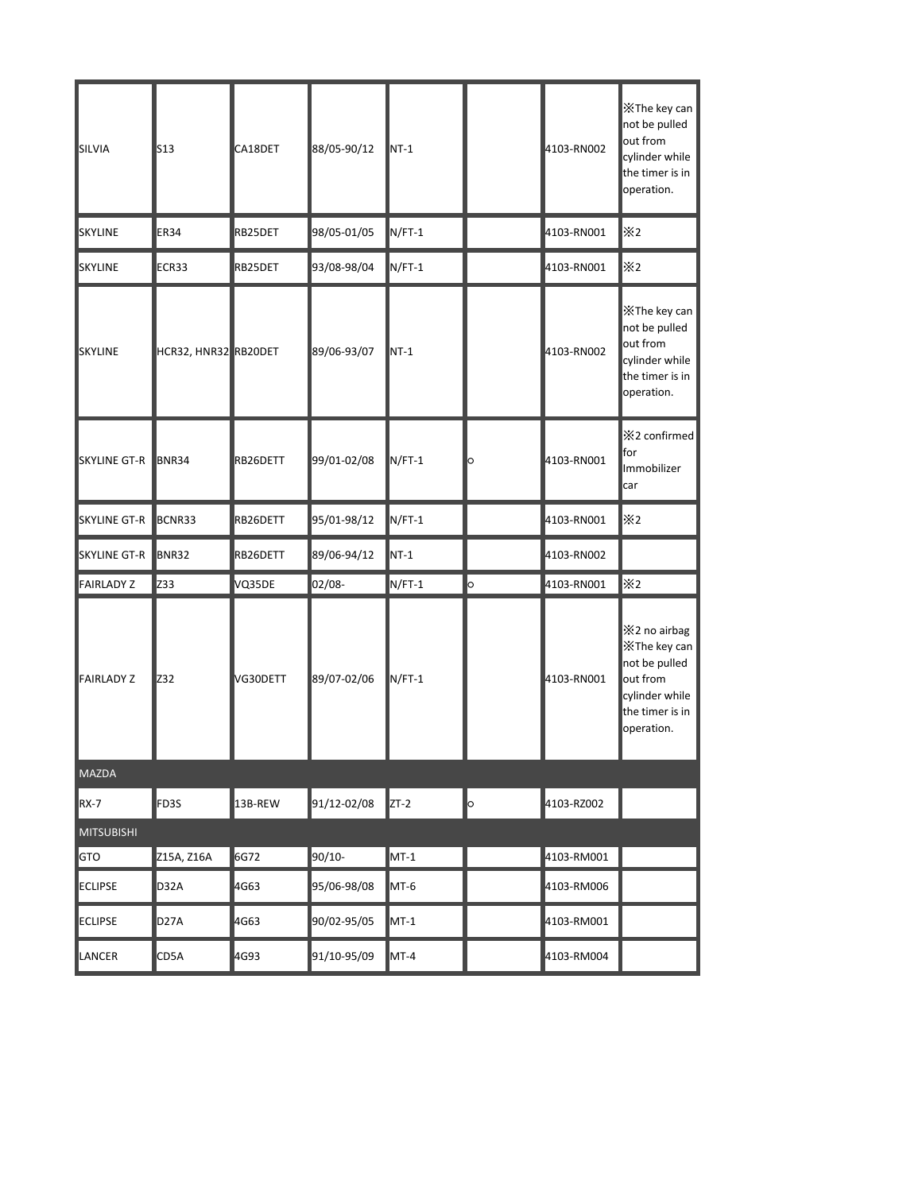| | | | | | | | |
|---|---|---|---|---|---|---|---|
| SILVIA | S13 | CA18DET | 88/05-90/12 | NT-1 | | 4103-RN002 | ※The key can not be pulled out from cylinder while the timer is in operation. |
| SKYLINE | ER34 | RB25DET | 98/05-01/05 | N/FT-1 | | 4103-RN001 | ※2 |
| SKYLINE | ECR33 | RB25DET | 93/08-98/04 | N/FT-1 | | 4103-RN001 | ※2 |
| SKYLINE | HCR32, HNR32 | RB20DET | 89/06-93/07 | NT-1 | | 4103-RN002 | ※The key can not be pulled out from cylinder while the timer is in operation. |
| SKYLINE GT-R | BNR34 | RB26DETT | 99/01-02/08 | N/FT-1 | ○ | 4103-RN001 | ※2 confirmed for Immobilizer car |
| SKYLINE GT-R | BCNR33 | RB26DETT | 95/01-98/12 | N/FT-1 | | 4103-RN001 | ※2 |
| SKYLINE GT-R | BNR32 | RB26DETT | 89/06-94/12 | NT-1 | | 4103-RN002 | |
| FAIRLADY Z | Z33 | VQ35DE | 02/08- | N/FT-1 | ○ | 4103-RN001 | ※2 |
| FAIRLADY Z | Z32 | VG30DETT | 89/07-02/06 | N/FT-1 | | 4103-RN001 | ※2 no airbag ※The key can not be pulled out from cylinder while the timer is in operation. |
| MAZDA | | | | | | | |
| RX-7 | FD3S | 13B-REW | 91/12-02/08 | ZT-2 | ○ | 4103-RZ002 | |
| MITSUBISHI | | | | | | | |
| GTO | Z15A, Z16A | 6G72 | 90/10- | MT-1 | | 4103-RM001 | |
| ECLIPSE | D32A | 4G63 | 95/06-98/08 | MT-6 | | 4103-RM006 | |
| ECLIPSE | D27A | 4G63 | 90/02-95/05 | MT-1 | | 4103-RM001 | |
| LANCER | CD5A | 4G93 | 91/10-95/09 | MT-4 | | 4103-RM004 | |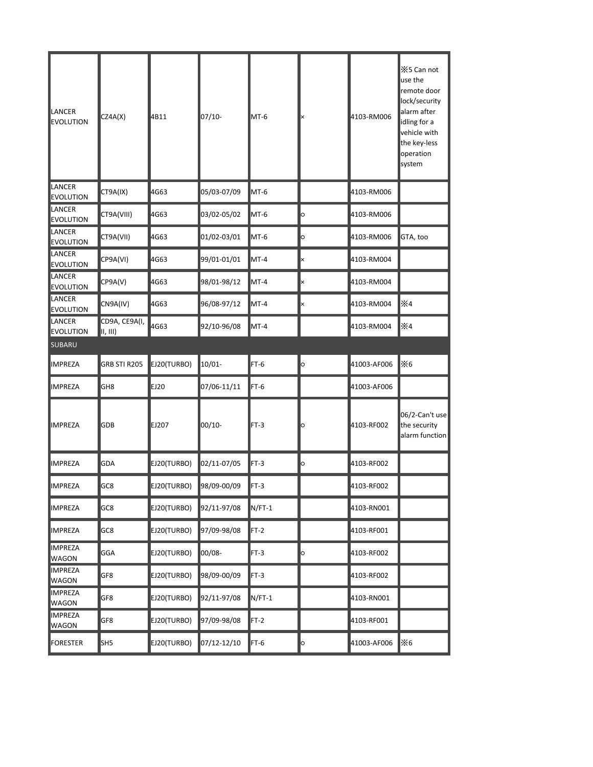| LANCER EVOLUTION | CZ4A(X) | 4B11 | 07/10- | MT-6 | × | 4103-RM006 | ※5 Can not use the remote door lock/security alarm after idling for a vehicle with the key-less operation system |
|---|---|---|---|---|---|---|---|
| LANCER EVOLUTION | CT9A(IX) | 4G63 | 05/03-07/09 | MT-6 | | 4103-RM006 | |
| LANCER EVOLUTION | CT9A(VIII) | 4G63 | 03/02-05/02 | MT-6 | ○ | 4103-RM006 | |
| LANCER EVOLUTION | CT9A(VII) | 4G63 | 01/02-03/01 | MT-6 | ○ | 4103-RM006 | GTA, too |
| LANCER EVOLUTION | CP9A(VI) | 4G63 | 99/01-01/01 | MT-4 | × | 4103-RM004 | |
| LANCER EVOLUTION | CP9A(V) | 4G63 | 98/01-98/12 | MT-4 | × | 4103-RM004 | |
| LANCER EVOLUTION | CN9A(IV) | 4G63 | 96/08-97/12 | MT-4 | × | 4103-RM004 | ※4 |
| LANCER EVOLUTION | CD9A, CE9A(I, II, III) | 4G63 | 92/10-96/08 | MT-4 | | 4103-RM004 | ※4 |
| SUBARU | | | | | | | |
| IMPREZA | GRB STI R205 | EJ20(TURBO) | 10/01- | FT-6 | ○ | 41003-AF006 | ※6 |
| IMPREZA | GH8 | EJ20 | 07/06-11/11 | FT-6 | | 41003-AF006 | |
| IMPREZA | GDB | EJ207 | 00/10- | FT-3 | ○ | 4103-RF002 | 06/2-Can't use the security alarm function |
| IMPREZA | GDA | EJ20(TURBO) | 02/11-07/05 | FT-3 | ○ | 4103-RF002 | |
| IMPREZA | GC8 | EJ20(TURBO) | 98/09-00/09 | FT-3 | | 4103-RF002 | |
| IMPREZA | GC8 | EJ20(TURBO) | 92/11-97/08 | N/FT-1 | | 4103-RN001 | |
| IMPREZA | GC8 | EJ20(TURBO) | 97/09-98/08 | FT-2 | | 4103-RF001 | |
| IMPREZA WAGON | GGA | EJ20(TURBO) | 00/08- | FT-3 | ○ | 4103-RF002 | |
| IMPREZA WAGON | GF8 | EJ20(TURBO) | 98/09-00/09 | FT-3 | | 4103-RF002 | |
| IMPREZA WAGON | GF8 | EJ20(TURBO) | 92/11-97/08 | N/FT-1 | | 4103-RN001 | |
| IMPREZA WAGON | GF8 | EJ20(TURBO) | 97/09-98/08 | FT-2 | | 4103-RF001 | |
| FORESTER | SH5 | EJ20(TURBO) | 07/12-12/10 | FT-6 | ○ | 41003-AF006 | ※6 |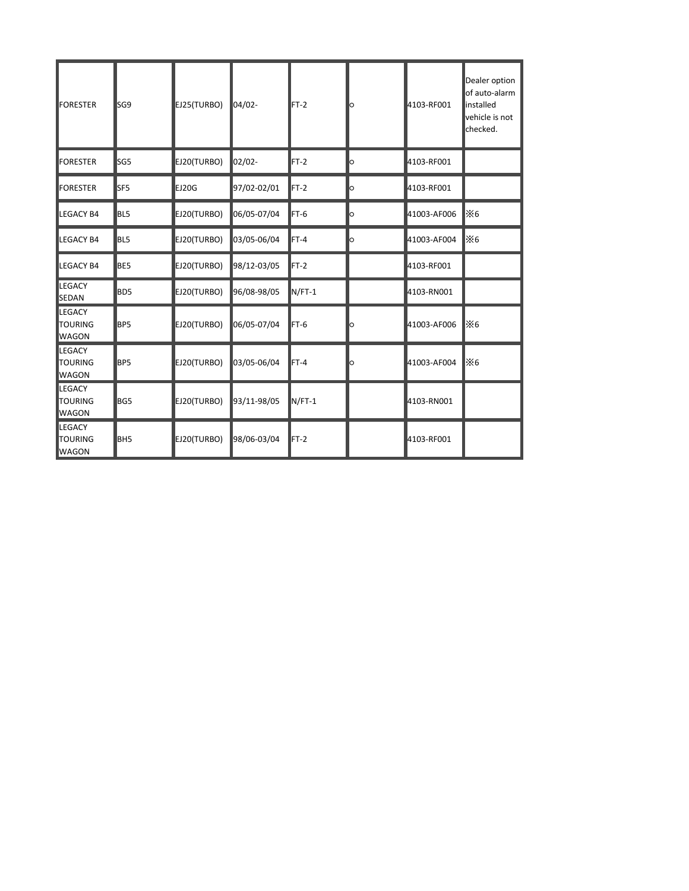| | | | | | | | |
|---|---|---|---|---|---|---|---|
| FORESTER | SG9 | EJ25(TURBO) | 04/02- | FT-2 | ○ | 4103-RF001 | Dealer option of auto-alarm installed vehicle is not checked. |
| FORESTER | SG5 | EJ20(TURBO) | 02/02- | FT-2 | ○ | 4103-RF001 | |
| FORESTER | SF5 | EJ20G | 97/02-02/01 | FT-2 | ○ | 4103-RF001 | |
| LEGACY B4 | BL5 | EJ20(TURBO) | 06/05-07/04 | FT-6 | ○ | 41003-AF006 | ※6 |
| LEGACY B4 | BL5 | EJ20(TURBO) | 03/05-06/04 | FT-4 | ○ | 41003-AF004 | ※6 |
| LEGACY B4 | BE5 | EJ20(TURBO) | 98/12-03/05 | FT-2 | | 4103-RF001 | |
| LEGACY SEDAN | BD5 | EJ20(TURBO) | 96/08-98/05 | N/FT-1 | | 4103-RN001 | |
| LEGACY TOURING WAGON | BP5 | EJ20(TURBO) | 06/05-07/04 | FT-6 | ○ | 41003-AF006 | ※6 |
| LEGACY TOURING WAGON | BP5 | EJ20(TURBO) | 03/05-06/04 | FT-4 | ○ | 41003-AF004 | ※6 |
| LEGACY TOURING WAGON | BG5 | EJ20(TURBO) | 93/11-98/05 | N/FT-1 | | 4103-RN001 | |
| LEGACY TOURING WAGON | BH5 | EJ20(TURBO) | 98/06-03/04 | FT-2 | | 4103-RF001 | |